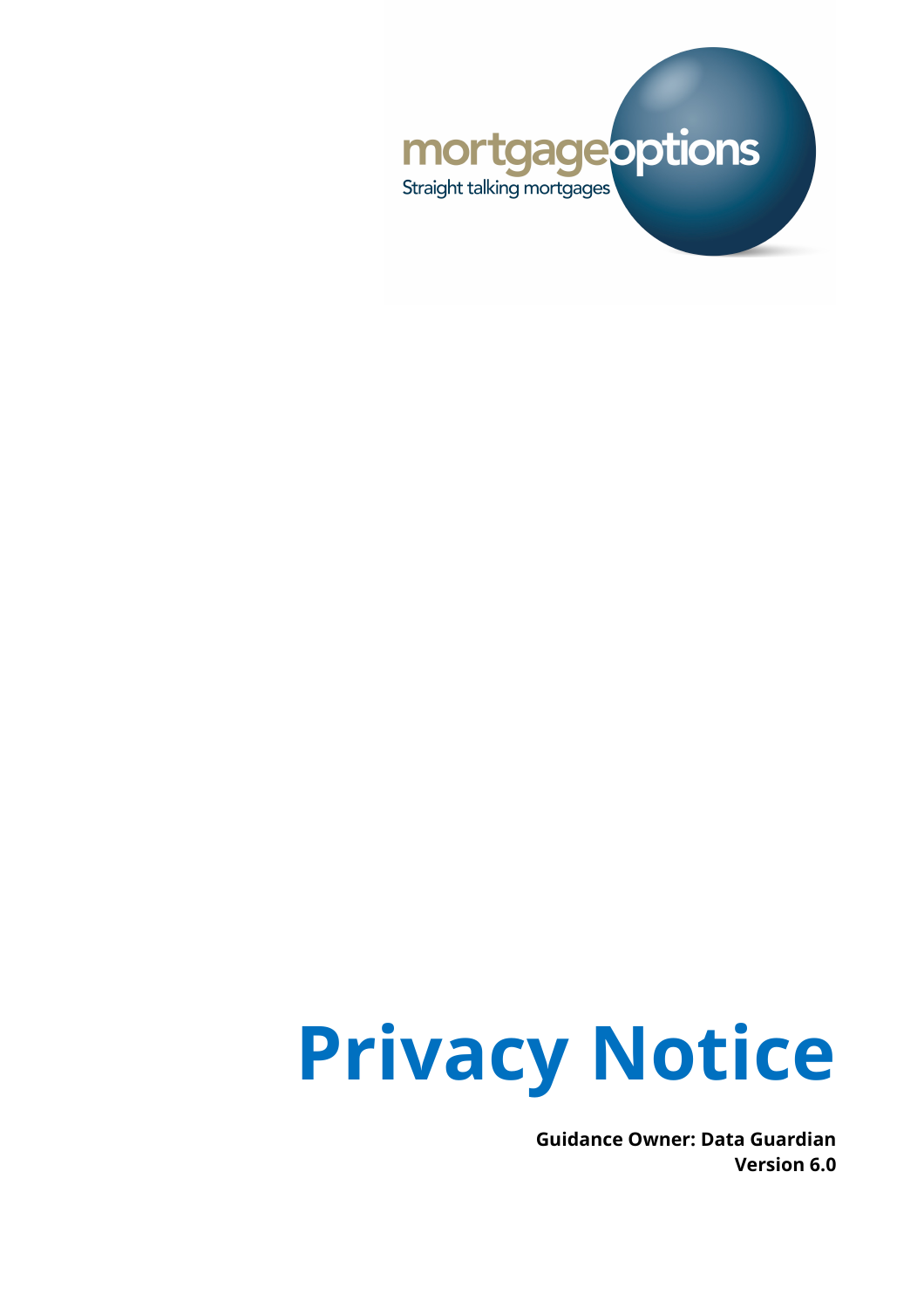mortgageoptions

Straight talking mortgages

# Privacy Notice

**Guidance Owner: Data Guardian**
**Version 6.0**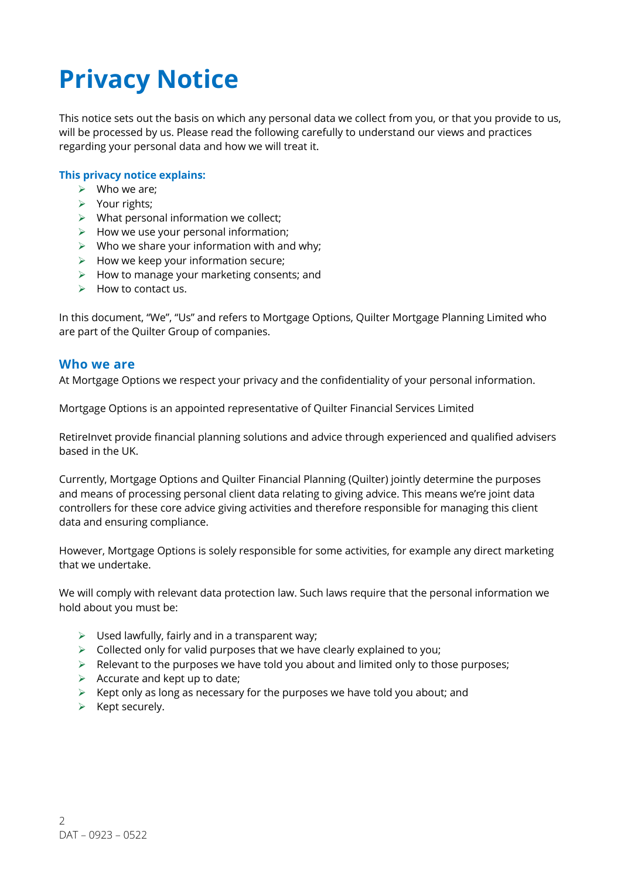# Privacy Notice

This notice sets out the basis on which any personal data we collect from you, or that you provide to us, will be processed by us. Please read the following carefully to understand our views and practices regarding your personal data and how we will treat it.

**This privacy notice explains:**

- Who we are;
- Your rights;
- What personal information we collect;
- How we use your personal information;
- Who we share your information with and why;
- How we keep your information secure;
- How to manage your marketing consents; and
- How to contact us.

In this document, "We", "Us" and refers to Mortgage Options, Quilter Mortgage Planning Limited who are part of the Quilter Group of companies.

## Who we are

At Mortgage Options we respect your privacy and the confidentiality of your personal information.

Mortgage Options is an appointed representative of Quilter Financial Services Limited

RetireInvet provide financial planning solutions and advice through experienced and qualified advisers based in the UK.

Currently, Mortgage Options and Quilter Financial Planning (Quilter) jointly determine the purposes and means of processing personal client data relating to giving advice. This means we're joint data controllers for these core advice giving activities and therefore responsible for managing this client data and ensuring compliance.

However, Mortgage Options is solely responsible for some activities, for example any direct marketing that we undertake.

We will comply with relevant data protection law. Such laws require that the personal information we hold about you must be:

- Used lawfully, fairly and in a transparent way;
- Collected only for valid purposes that we have clearly explained to you;
- Relevant to the purposes we have told you about and limited only to those purposes;
- Accurate and kept up to date;
- Kept only as long as necessary for the purposes we have told you about; and
- Kept securely.

DAT – 0923 – 0522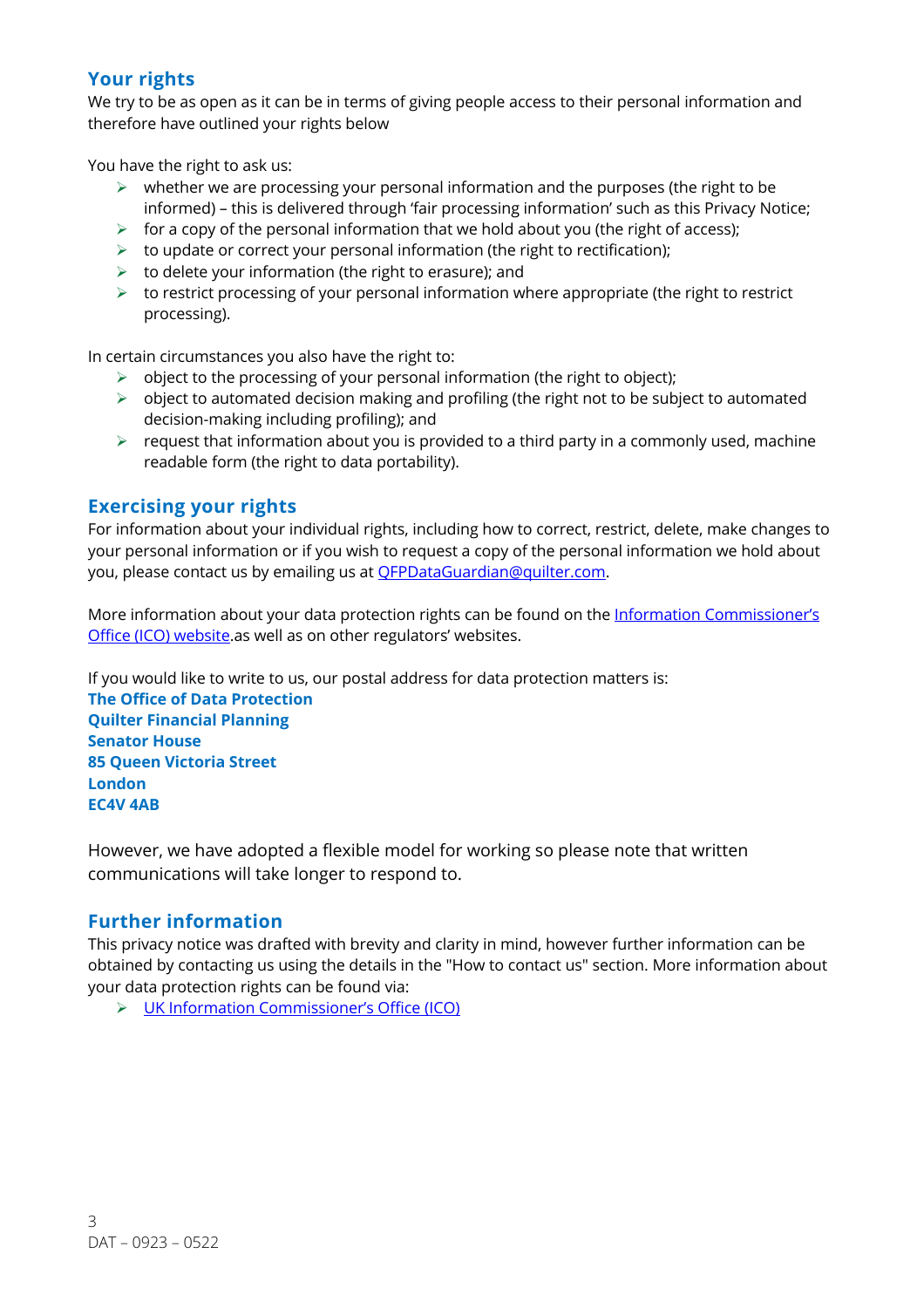## Your rights

We try to be as open as it can be in terms of giving people access to their personal information and therefore have outlined your rights below

You have the right to ask us:

- whether we are processing your personal information and the purposes (the right to be informed) – this is delivered through 'fair processing information' such as this Privacy Notice;
- for a copy of the personal information that we hold about you (the right of access);
- to update or correct your personal information (the right to rectification);
- to delete your information (the right to erasure); and
- to restrict processing of your personal information where appropriate (the right to restrict processing).

In certain circumstances you also have the right to:

- object to the processing of your personal information (the right to object);
- object to automated decision making and profiling (the right not to be subject to automated decision-making including profiling); and
- request that information about you is provided to a third party in a commonly used, machine readable form (the right to data portability).

## Exercising your rights

For information about your individual rights, including how to correct, restrict, delete, make changes to your personal information or if you wish to request a copy of the personal information we hold about you, please contact us by emailing us at [QFPDataGuardian@quilter.com](mailto:QFPDataGuardian@quilter.com).

More information about your data protection rights can be found on the [Information Commissioner's Office (ICO) website](#).as well as on other regulators' websites.

If you would like to write to us, our postal address for data protection matters is:

**The Office of Data Protection**
**Quilter Financial Planning**
**Senator House**
**85 Queen Victoria Street**
**London**
**EC4V 4AB**

However, we have adopted a flexible model for working so please note that written communications will take longer to respond to.

## Further information

This privacy notice was drafted with brevity and clarity in mind, however further information can be obtained by contacting us using the details in the "How to contact us" section. More information about your data protection rights can be found via:

- [UK Information Commissioner's Office (ICO)](#)

DAT – 0923 – 0522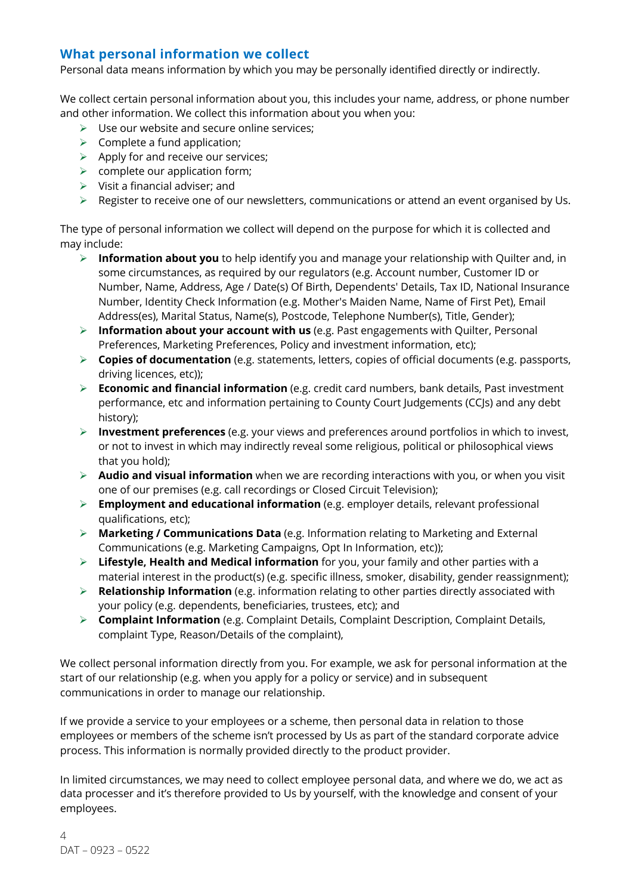## What personal information we collect

Personal data means information by which you may be personally identified directly or indirectly.

We collect certain personal information about you, this includes your name, address, or phone number and other information. We collect this information about you when you:

- Use our website and secure online services;
- Complete a fund application;
- Apply for and receive our services;
- complete our application form;
- Visit a financial adviser; and
- Register to receive one of our newsletters, communications or attend an event organised by Us.

The type of personal information we collect will depend on the purpose for which it is collected and may include:

- **Information about you** to help identify you and manage your relationship with Quilter and, in some circumstances, as required by our regulators (e.g. Account number, Customer ID or Number, Name, Address, Age / Date(s) Of Birth, Dependents' Details, Tax ID, National Insurance Number, Identity Check Information (e.g. Mother's Maiden Name, Name of First Pet), Email Address(es), Marital Status, Name(s), Postcode, Telephone Number(s), Title, Gender);
- **Information about your account with us** (e.g. Past engagements with Quilter, Personal Preferences, Marketing Preferences, Policy and investment information, etc);
- **Copies of documentation** (e.g. statements, letters, copies of official documents (e.g. passports, driving licences, etc));
- **Economic and financial information** (e.g. credit card numbers, bank details, Past investment performance, etc and information pertaining to County Court Judgements (CCJs) and any debt history);
- **Investment preferences** (e.g. your views and preferences around portfolios in which to invest, or not to invest in which may indirectly reveal some religious, political or philosophical views that you hold);
- **Audio and visual information** when we are recording interactions with you, or when you visit one of our premises (e.g. call recordings or Closed Circuit Television);
- **Employment and educational information** (e.g. employer details, relevant professional qualifications, etc);
- **Marketing / Communications Data** (e.g. Information relating to Marketing and External Communications (e.g. Marketing Campaigns, Opt In Information, etc));
- **Lifestyle, Health and Medical information** for you, your family and other parties with a material interest in the product(s) (e.g. specific illness, smoker, disability, gender reassignment);
- **Relationship Information** (e.g. information relating to other parties directly associated with your policy (e.g. dependents, beneficiaries, trustees, etc); and
- **Complaint Information** (e.g. Complaint Details, Complaint Description, Complaint Details, complaint Type, Reason/Details of the complaint),

We collect personal information directly from you. For example, we ask for personal information at the start of our relationship (e.g. when you apply for a policy or service) and in subsequent communications in order to manage our relationship.

If we provide a service to your employees or a scheme, then personal data in relation to those employees or members of the scheme isn't processed by Us as part of the standard corporate advice process. This information is normally provided directly to the product provider.

In limited circumstances, we may need to collect employee personal data, and where we do, we act as data processer and it's therefore provided to Us by yourself, with the knowledge and consent of your employees.

DAT – 0923 – 0522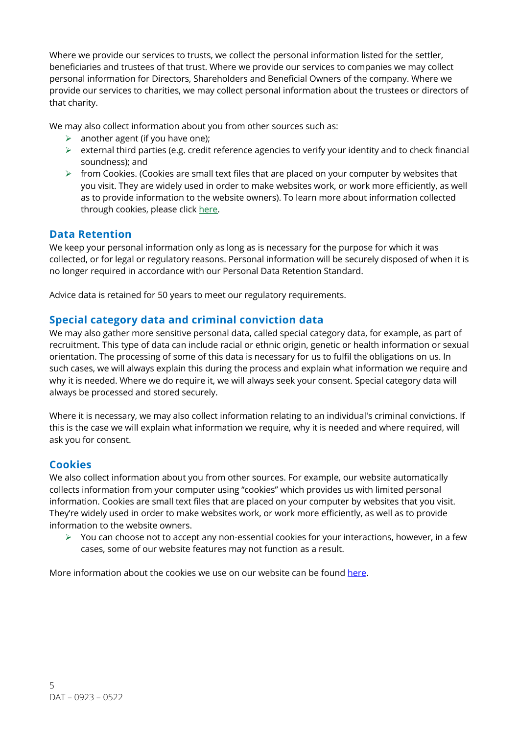Where we provide our services to trusts, we collect the personal information listed for the settler, beneficiaries and trustees of that trust. Where we provide our services to companies we may collect personal information for Directors, Shareholders and Beneficial Owners of the company. Where we provide our services to charities, we may collect personal information about the trustees or directors of that charity.

We may also collect information about you from other sources such as:

- another agent (if you have one);
- external third parties (e.g. credit reference agencies to verify your identity and to check financial soundness); and
- from Cookies. (Cookies are small text files that are placed on your computer by websites that you visit. They are widely used in order to make websites work, or work more efficiently, as well as to provide information to the website owners). To learn more about information collected through cookies, please click here.

## Data Retention

We keep your personal information only as long as is necessary for the purpose for which it was collected, or for legal or regulatory reasons. Personal information will be securely disposed of when it is no longer required in accordance with our Personal Data Retention Standard.

Advice data is retained for 50 years to meet our regulatory requirements.

## Special category data and criminal conviction data

We may also gather more sensitive personal data, called special category data, for example, as part of recruitment. This type of data can include racial or ethnic origin, genetic or health information or sexual orientation. The processing of some of this data is necessary for us to fulfil the obligations on us. In such cases, we will always explain this during the process and explain what information we require and why it is needed. Where we do require it, we will always seek your consent. Special category data will always be processed and stored securely.

Where it is necessary, we may also collect information relating to an individual's criminal convictions. If this is the case we will explain what information we require, why it is needed and where required, will ask you for consent.

## Cookies

We also collect information about you from other sources. For example, our website automatically collects information from your computer using "cookies" which provides us with limited personal information. Cookies are small text files that are placed on your computer by websites that you visit. They're widely used in order to make websites work, or work more efficiently, as well as to provide information to the website owners.

- You can choose not to accept any non-essential cookies for your interactions, however, in a few cases, some of our website features may not function as a result.

More information about the cookies we use on our website can be found here.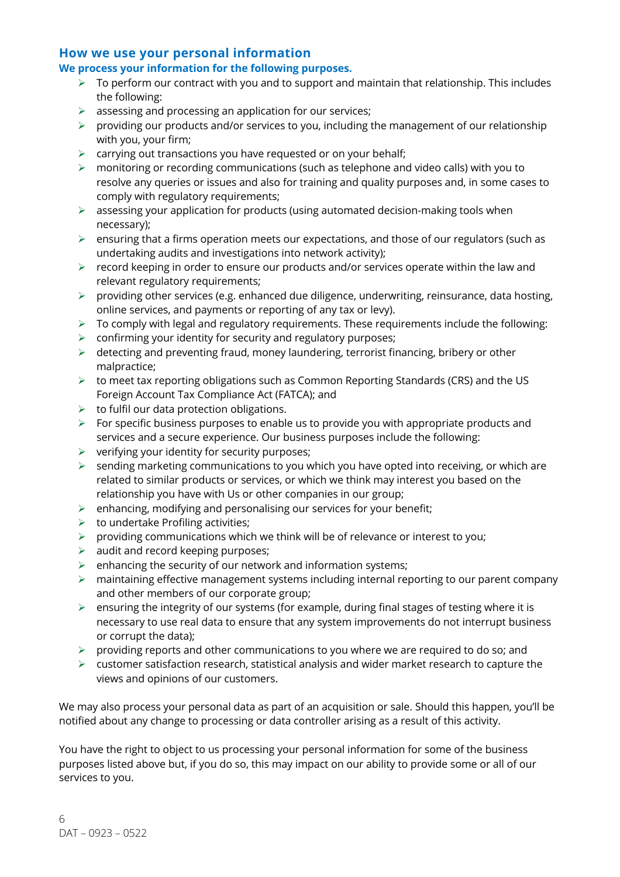## How we use your personal information

### We process your information for the following purposes.

- To perform our contract with you and to support and maintain that relationship. This includes the following:
- assessing and processing an application for our services;
- providing our products and/or services to you, including the management of our relationship with you, your firm;
- carrying out transactions you have requested or on your behalf;
- monitoring or recording communications (such as telephone and video calls) with you to resolve any queries or issues and also for training and quality purposes and, in some cases to comply with regulatory requirements;
- assessing your application for products (using automated decision-making tools when necessary);
- ensuring that a firms operation meets our expectations, and those of our regulators (such as undertaking audits and investigations into network activity);
- record keeping in order to ensure our products and/or services operate within the law and relevant regulatory requirements;
- providing other services (e.g. enhanced due diligence, underwriting, reinsurance, data hosting, online services, and payments or reporting of any tax or levy).
- To comply with legal and regulatory requirements. These requirements include the following:
- confirming your identity for security and regulatory purposes;
- detecting and preventing fraud, money laundering, terrorist financing, bribery or other malpractice;
- to meet tax reporting obligations such as Common Reporting Standards (CRS) and the US Foreign Account Tax Compliance Act (FATCA); and
- to fulfil our data protection obligations.
- For specific business purposes to enable us to provide you with appropriate products and services and a secure experience. Our business purposes include the following:
- verifying your identity for security purposes;
- sending marketing communications to you which you have opted into receiving, or which are related to similar products or services, or which we think may interest you based on the relationship you have with Us or other companies in our group;
- enhancing, modifying and personalising our services for your benefit;
- to undertake Profiling activities;
- providing communications which we think will be of relevance or interest to you;
- audit and record keeping purposes;
- enhancing the security of our network and information systems;
- maintaining effective management systems including internal reporting to our parent company and other members of our corporate group;
- ensuring the integrity of our systems (for example, during final stages of testing where it is necessary to use real data to ensure that any system improvements do not interrupt business or corrupt the data);
- providing reports and other communications to you where we are required to do so; and
- customer satisfaction research, statistical analysis and wider market research to capture the views and opinions of our customers.

We may also process your personal data as part of an acquisition or sale. Should this happen, you'll be notified about any change to processing or data controller arising as a result of this activity.

You have the right to object to us processing your personal information for some of the business purposes listed above but, if you do so, this may impact on our ability to provide some or all of our services to you.

DAT – 0923 – 0522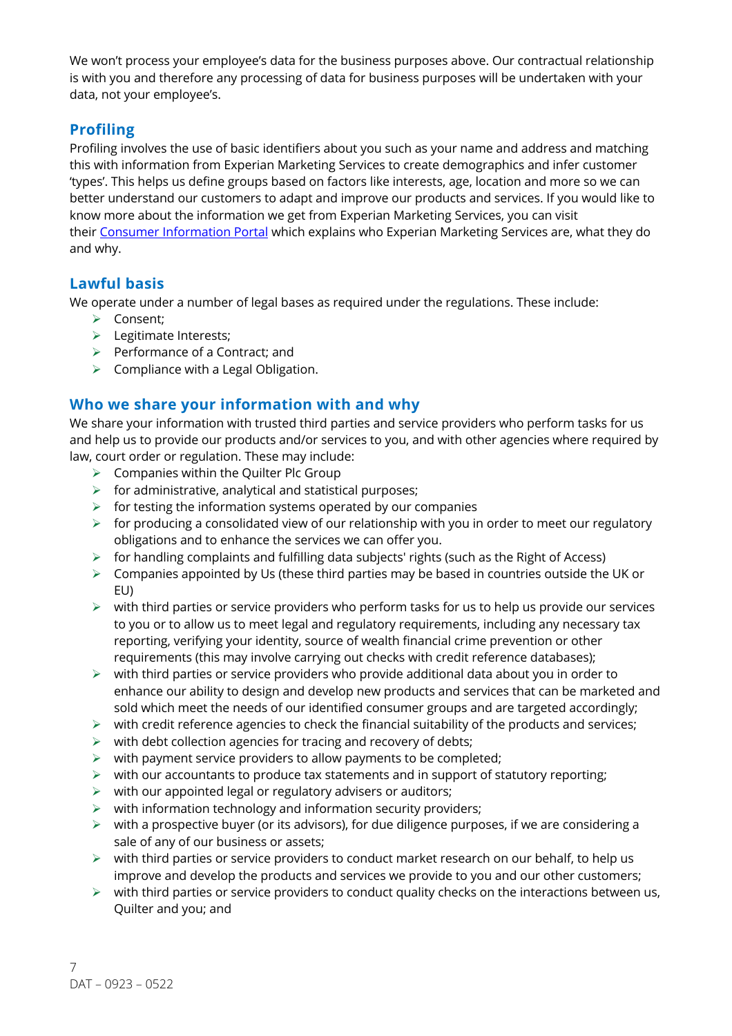We won't process your employee's data for the business purposes above. Our contractual relationship is with you and therefore any processing of data for business purposes will be undertaken with your data, not your employee's.

## Profiling

Profiling involves the use of basic identifiers about you such as your name and address and matching this with information from Experian Marketing Services to create demographics and infer customer 'types'. This helps us define groups based on factors like interests, age, location and more so we can better understand our customers to adapt and improve our products and services. If you would like to know more about the information we get from Experian Marketing Services, you can visit their [Consumer Information Portal] which explains who Experian Marketing Services are, what they do and why.

## Lawful basis

We operate under a number of legal bases as required under the regulations. These include:

- Consent;
- Legitimate Interests;
- Performance of a Contract; and
- Compliance with a Legal Obligation.

## Who we share your information with and why

We share your information with trusted third parties and service providers who perform tasks for us and help us to provide our products and/or services to you, and with other agencies where required by law, court order or regulation. These may include:

- Companies within the Quilter Plc Group
- for administrative, analytical and statistical purposes;
- for testing the information systems operated by our companies
- for producing a consolidated view of our relationship with you in order to meet our regulatory obligations and to enhance the services we can offer you.
- for handling complaints and fulfilling data subjects' rights (such as the Right of Access)
- Companies appointed by Us (these third parties may be based in countries outside the UK or EU)
- with third parties or service providers who perform tasks for us to help us provide our services to you or to allow us to meet legal and regulatory requirements, including any necessary tax reporting, verifying your identity, source of wealth financial crime prevention or other requirements (this may involve carrying out checks with credit reference databases);
- with third parties or service providers who provide additional data about you in order to enhance our ability to design and develop new products and services that can be marketed and sold which meet the needs of our identified consumer groups and are targeted accordingly;
- with credit reference agencies to check the financial suitability of the products and services;
- with debt collection agencies for tracing and recovery of debts;
- with payment service providers to allow payments to be completed;
- with our accountants to produce tax statements and in support of statutory reporting;
- with our appointed legal or regulatory advisers or auditors;
- with information technology and information security providers;
- with a prospective buyer (or its advisors), for due diligence purposes, if we are considering a sale of any of our business or assets;
- with third parties or service providers to conduct market research on our behalf, to help us improve and develop the products and services we provide to you and our other customers;
- with third parties or service providers to conduct quality checks on the interactions between us, Quilter and you; and

DAT – 0923 – 0522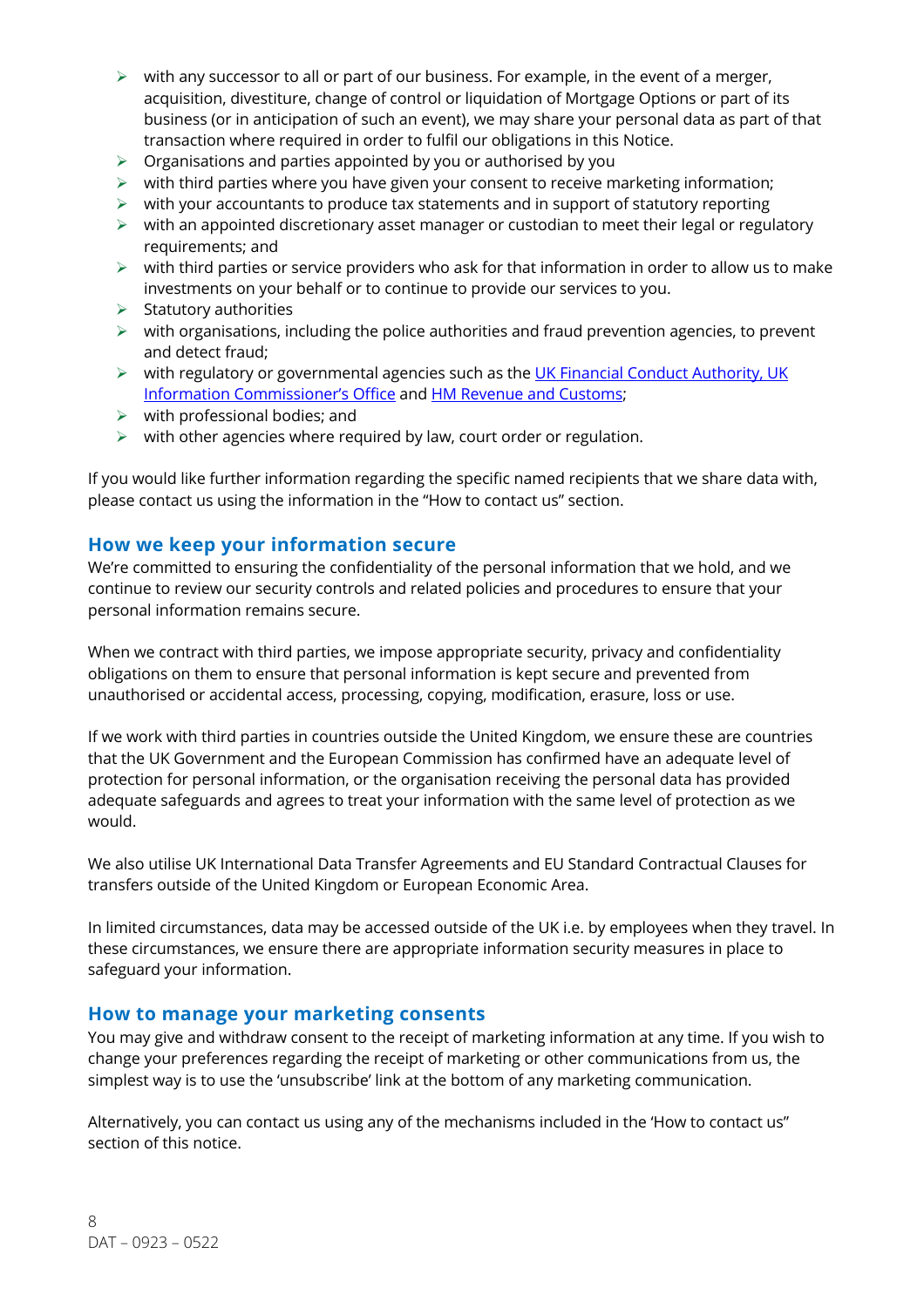- with any successor to all or part of our business. For example, in the event of a merger, acquisition, divestiture, change of control or liquidation of Mortgage Options or part of its business (or in anticipation of such an event), we may share your personal data as part of that transaction where required in order to fulfil our obligations in this Notice.
- Organisations and parties appointed by you or authorised by you
- with third parties where you have given your consent to receive marketing information;
- with your accountants to produce tax statements and in support of statutory reporting
- with an appointed discretionary asset manager or custodian to meet their legal or regulatory requirements; and
- with third parties or service providers who ask for that information in order to allow us to make investments on your behalf or to continue to provide our services to you.
- Statutory authorities
- with organisations, including the police authorities and fraud prevention agencies, to prevent and detect fraud;
- with regulatory or governmental agencies such as the UK Financial Conduct Authority, UK Information Commissioner's Office and HM Revenue and Customs;
- with professional bodies; and
- with other agencies where required by law, court order or regulation.

If you would like further information regarding the specific named recipients that we share data with, please contact us using the information in the "How to contact us" section.

## How we keep your information secure

We're committed to ensuring the confidentiality of the personal information that we hold, and we continue to review our security controls and related policies and procedures to ensure that your personal information remains secure.

When we contract with third parties, we impose appropriate security, privacy and confidentiality obligations on them to ensure that personal information is kept secure and prevented from unauthorised or accidental access, processing, copying, modification, erasure, loss or use.

If we work with third parties in countries outside the United Kingdom, we ensure these are countries that the UK Government and the European Commission has confirmed have an adequate level of protection for personal information, or the organisation receiving the personal data has provided adequate safeguards and agrees to treat your information with the same level of protection as we would.

We also utilise UK International Data Transfer Agreements and EU Standard Contractual Clauses for transfers outside of the United Kingdom or European Economic Area.

In limited circumstances, data may be accessed outside of the UK i.e. by employees when they travel. In these circumstances, we ensure there are appropriate information security measures in place to safeguard your information.

## How to manage your marketing consents

You may give and withdraw consent to the receipt of marketing information at any time. If you wish to change your preferences regarding the receipt of marketing or other communications from us, the simplest way is to use the 'unsubscribe' link at the bottom of any marketing communication.

Alternatively, you can contact us using any of the mechanisms included in the 'How to contact us" section of this notice.

DAT – 0923 – 0522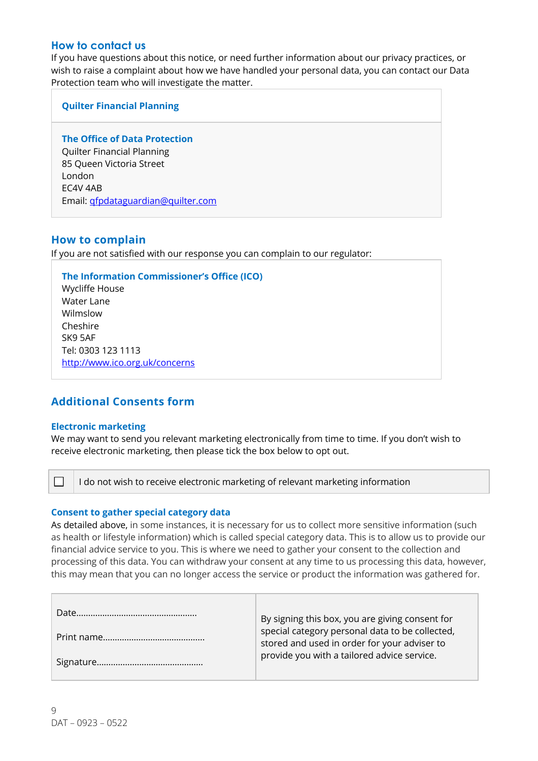## How to contact us

If you have questions about this notice, or need further information about our privacy practices, or wish to raise a complaint about how we have handled your personal data, you can contact our Data Protection team who will investigate the matter.

**Quilter Financial Planning**

**The Office of Data Protection**
Quilter Financial Planning
85 Queen Victoria Street
London
EC4V 4AB
Email: qfpdataguardian@quilter.com

## How to complain

If you are not satisfied with our response you can complain to our regulator:

**The Information Commissioner's Office (ICO)**
Wycliffe House
Water Lane
Wilmslow
Cheshire
SK9 5AF
Tel: 0303 123 1113
http://www.ico.org.uk/concerns

## Additional Consents form

### Electronic marketing

We may want to send you relevant marketing electronically from time to time. If you don't wish to receive electronic marketing, then please tick the box below to opt out.

| | |
|---|---|
| ☐ | I do not wish to receive electronic marketing of relevant marketing information |

### Consent to gather special category data

As detailed above, in some instances, it is necessary for us to collect more sensitive information (such as health or lifestyle information) which is called special category data. This is to allow us to provide our financial advice service to you. This is where we need to gather your consent to the collection and processing of this data. You can withdraw your consent at any time to us processing this data, however, this may mean that you can no longer access the service or product the information was gathered for.

| | |
|---|---|
| Date………………………………………… <br><br> Print name…………………………………. <br><br> Signature…………………………………. | By signing this box, you are giving consent for special category personal data to be collected, stored and used in order for your adviser to provide you with a tailored advice service. |

DAT – 0923 – 0522